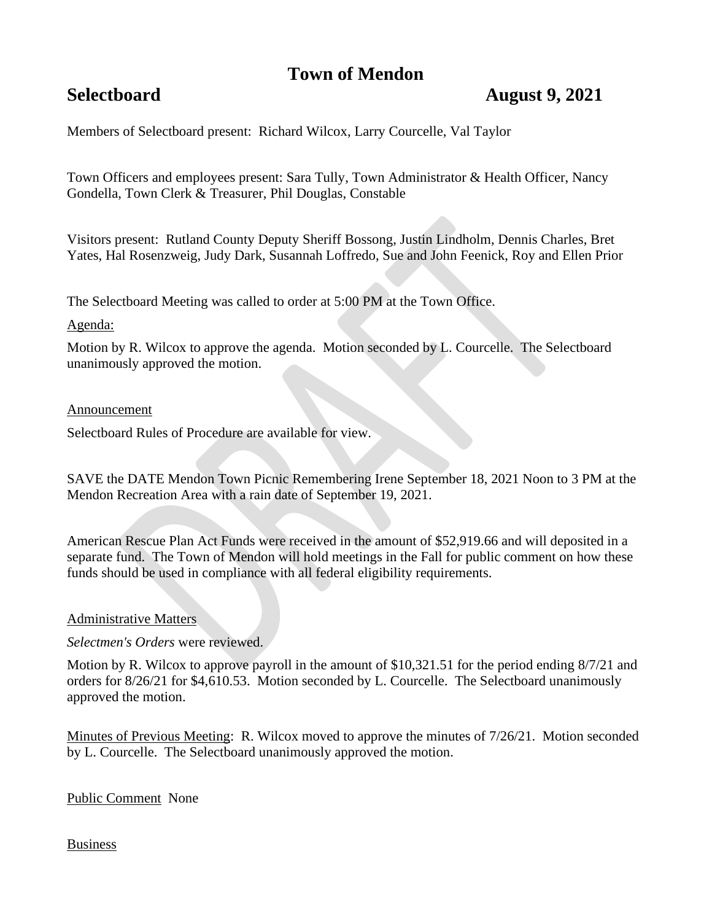# Town of Mendon

## Selectboard August 9, 2021

Members of Selectboard present: Richard Wilcox, Larry Courcelle, Val Taylor

Town Officers and employees present: Sara Tully, Town Administrator & Health Officer, Nancy Gondella, Town Clerk & Treasurer, Phil Douglas, Constable

Visitors present: Rutland County Deputy Sheriff Bossong, Justin Lindholm, Dennis Charles, Bret Yates, Hal Rosenzweig, Judy Dark, Susannah Loffredo, Sue and John Feenick, Roy and Ellen Prior

The Selectboard Meeting was called to order at 5:00 PM at the Town Office.

Agenda:

Motion by R. Wilcox to approve the agenda. Motion seconded by L. Courcelle. The Selectboard unanimously approved the motion.

Announcement

Selectboard Rules of Procedure are available for view.

SAVE the DATE Mendon Town Picnic Remembering Irene September 18, 2021 Noon to 3 PM at the Mendon Recreation Area with a rain date of September 19, 2021.

American Rescue Plan Act Funds were received in the amount of $52,919.66 and will deposited in a separate fund. The Town of Mendon will hold meetings in the Fall for public comment on how these funds should be used in compliance with all federal eligibility requirements.

Administrative Matters

*Selectmen's Orders* were reviewed.

Motion by R. Wilcox to approve payroll in the amount of $10,321.51 for the period ending 8/7/21 and orders for 8/26/21 for $4,610.53. Motion seconded by L. Courcelle. The Selectboard unanimously approved the motion.

Minutes of Previous Meeting: R. Wilcox moved to approve the minutes of 7/26/21. Motion seconded by L. Courcelle. The Selectboard unanimously approved the motion.

Public Comment None

Business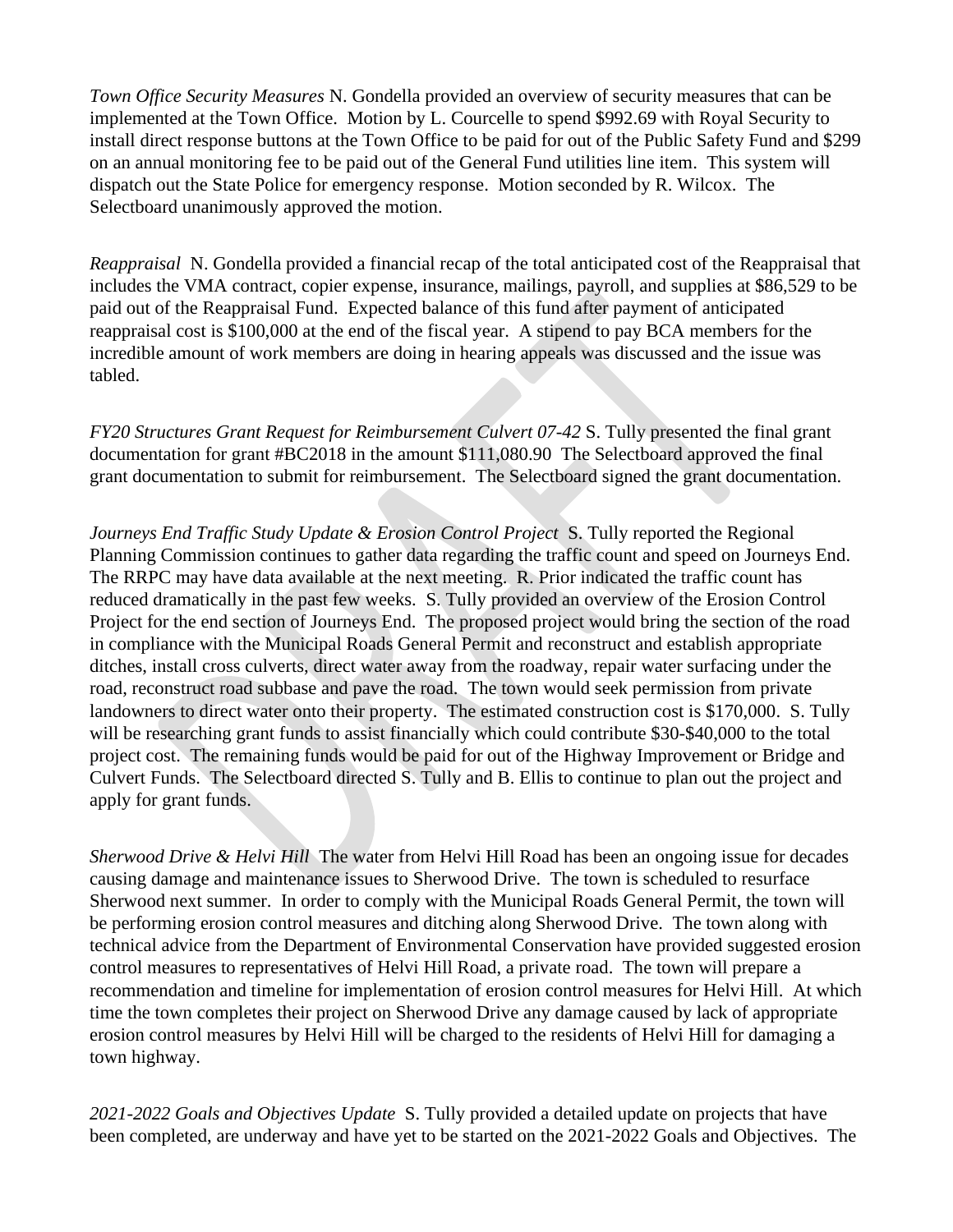*Town Office Security Measures* N. Gondella provided an overview of security measures that can be implemented at the Town Office. Motion by L. Courcelle to spend $992.69 with Royal Security to install direct response buttons at the Town Office to be paid for out of the Public Safety Fund and $299 on an annual monitoring fee to be paid out of the General Fund utilities line item. This system will dispatch out the State Police for emergency response. Motion seconded by R. Wilcox. The Selectboard unanimously approved the motion.

*Reappraisal* N. Gondella provided a financial recap of the total anticipated cost of the Reappraisal that includes the VMA contract, copier expense, insurance, mailings, payroll, and supplies at $86,529 to be paid out of the Reappraisal Fund. Expected balance of this fund after payment of anticipated reappraisal cost is $100,000 at the end of the fiscal year. A stipend to pay BCA members for the incredible amount of work members are doing in hearing appeals was discussed and the issue was tabled.

*FY20 Structures Grant Request for Reimbursement Culvert 07-42* S. Tully presented the final grant documentation for grant #BC2018 in the amount $111,080.90 The Selectboard approved the final grant documentation to submit for reimbursement. The Selectboard signed the grant documentation.

*Journeys End Traffic Study Update & Erosion Control Project* S. Tully reported the Regional Planning Commission continues to gather data regarding the traffic count and speed on Journeys End. The RRPC may have data available at the next meeting. R. Prior indicated the traffic count has reduced dramatically in the past few weeks. S. Tully provided an overview of the Erosion Control Project for the end section of Journeys End. The proposed project would bring the section of the road in compliance with the Municipal Roads General Permit and reconstruct and establish appropriate ditches, install cross culverts, direct water away from the roadway, repair water surfacing under the road, reconstruct road subbase and pave the road. The town would seek permission from private landowners to direct water onto their property. The estimated construction cost is $170,000. S. Tully will be researching grant funds to assist financially which could contribute $30-$40,000 to the total project cost. The remaining funds would be paid for out of the Highway Improvement or Bridge and Culvert Funds. The Selectboard directed S. Tully and B. Ellis to continue to plan out the project and apply for grant funds.

*Sherwood Drive & Helvi Hill* The water from Helvi Hill Road has been an ongoing issue for decades causing damage and maintenance issues to Sherwood Drive. The town is scheduled to resurface Sherwood next summer. In order to comply with the Municipal Roads General Permit, the town will be performing erosion control measures and ditching along Sherwood Drive. The town along with technical advice from the Department of Environmental Conservation have provided suggested erosion control measures to representatives of Helvi Hill Road, a private road. The town will prepare a recommendation and timeline for implementation of erosion control measures for Helvi Hill. At which time the town completes their project on Sherwood Drive any damage caused by lack of appropriate erosion control measures by Helvi Hill will be charged to the residents of Helvi Hill for damaging a town highway.

*2021-2022 Goals and Objectives Update* S. Tully provided a detailed update on projects that have been completed, are underway and have yet to be started on the 2021-2022 Goals and Objectives. The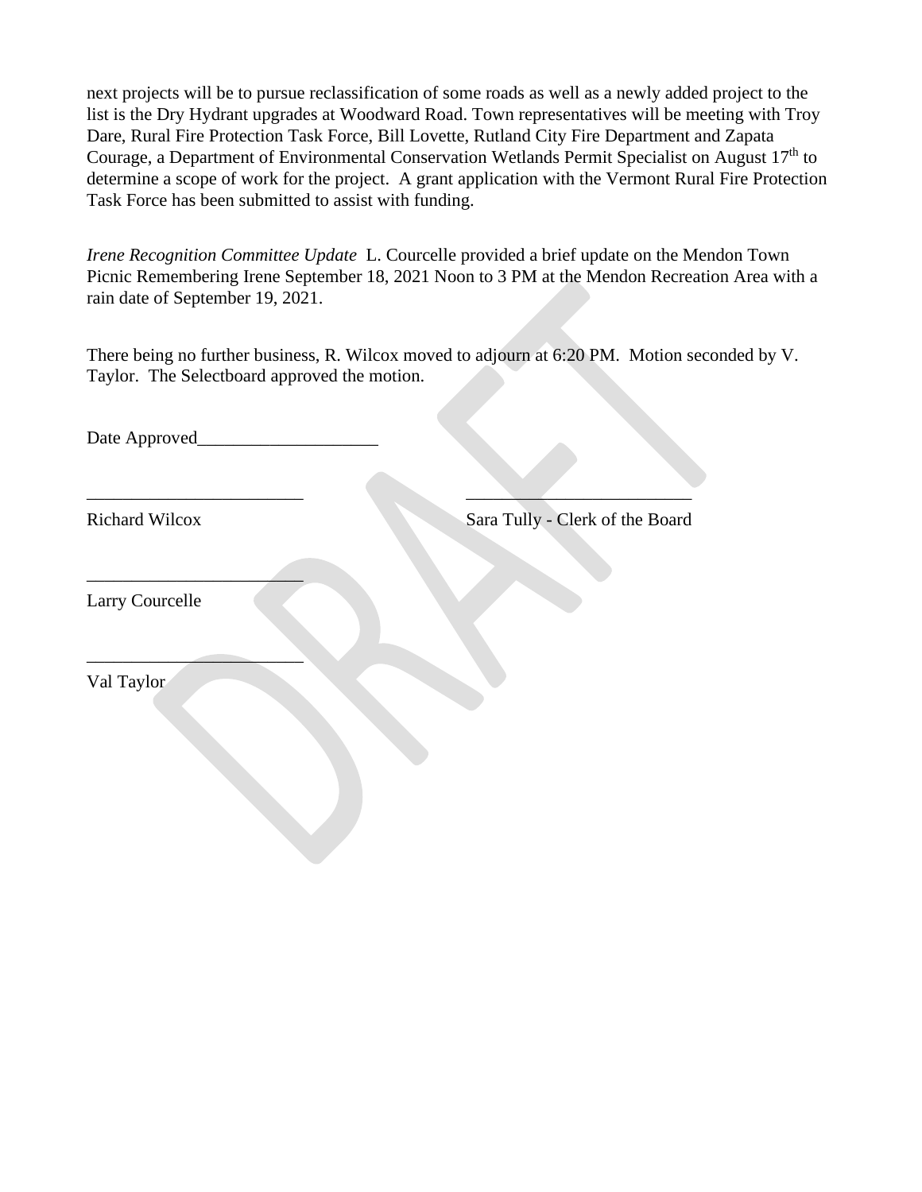next projects will be to pursue reclassification of some roads as well as a newly added project to the list is the Dry Hydrant upgrades at Woodward Road. Town representatives will be meeting with Troy Dare, Rural Fire Protection Task Force, Bill Lovette, Rutland City Fire Department and Zapata Courage, a Department of Environmental Conservation Wetlands Permit Specialist on August 17th to determine a scope of work for the project. A grant application with the Vermont Rural Fire Protection Task Force has been submitted to assist with funding.

*Irene Recognition Committee Update* L. Courcelle provided a brief update on the Mendon Town Picnic Remembering Irene September 18, 2021 Noon to 3 PM at the Mendon Recreation Area with a rain date of September 19, 2021.

There being no further business, R. Wilcox moved to adjourn at 6:20 PM. Motion seconded by V. Taylor. The Selectboard approved the motion.

Date Approved____________________

________________________
Richard Wilcox

________________________
Sara Tully - Clerk of the Board

________________________
Larry Courcelle

________________________
Val Taylor

DRAFT